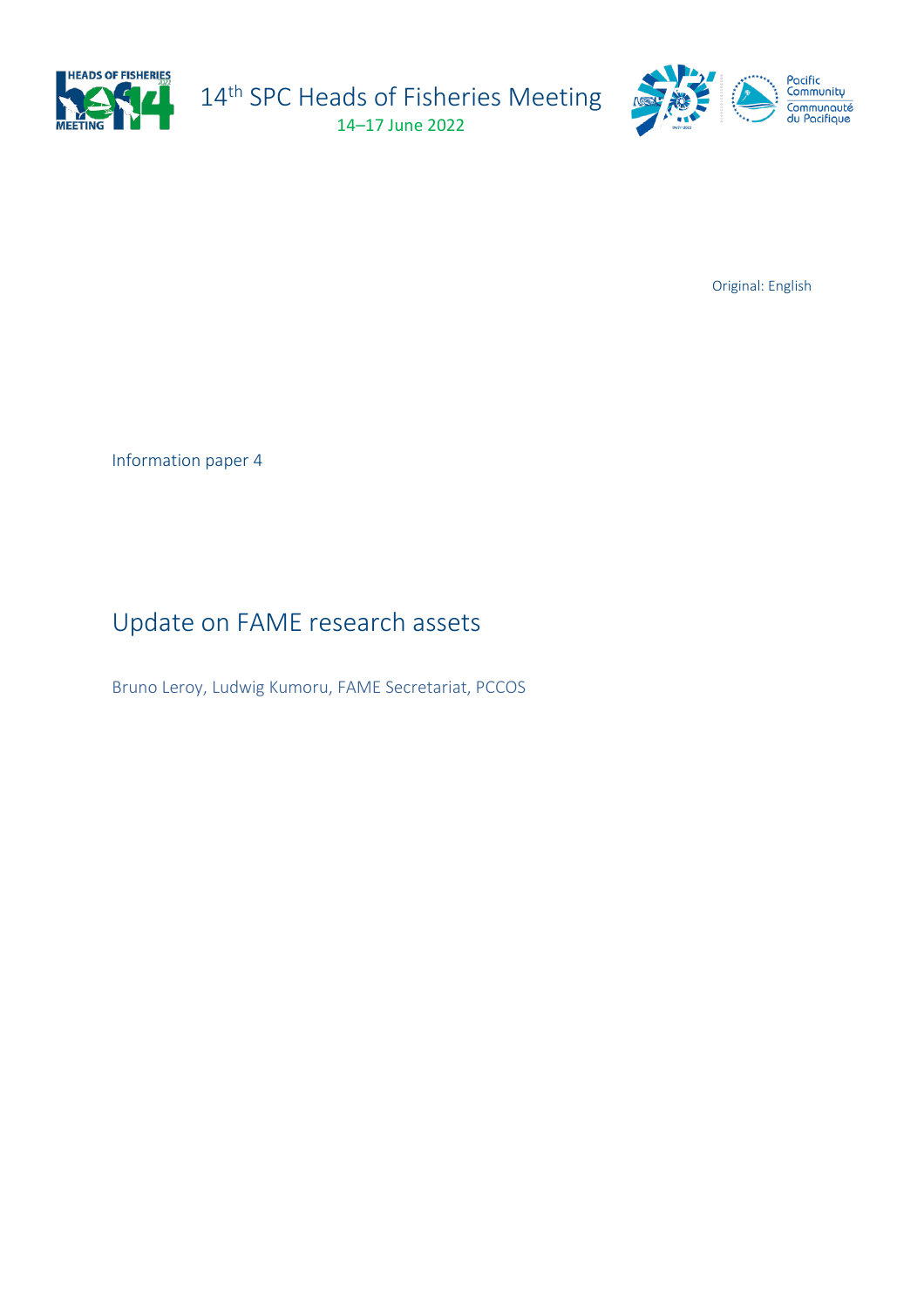14th SPC Heads of Fisheries Meeting

14–17 June 2022

Original: English

Information paper 4

# Update on FAME research assets

Bruno Leroy, Ludwig Kumoru, FAME Secretariat, PCCOS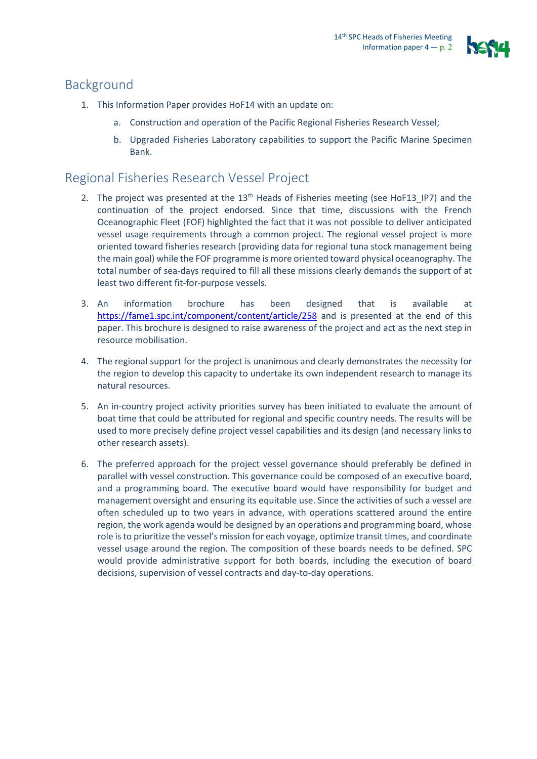## Background

1. This Information Paper provides HoF14 with an update on:
   a. Construction and operation of the Pacific Regional Fisheries Research Vessel;
   b. Upgraded Fisheries Laboratory capabilities to support the Pacific Marine Specimen Bank.

## Regional Fisheries Research Vessel Project

2. The project was presented at the 13th Heads of Fisheries meeting (see HoF13_IP7) and the continuation of the project endorsed. Since that time, discussions with the French Oceanographic Fleet (FOF) highlighted the fact that it was not possible to deliver anticipated vessel usage requirements through a common project. The regional vessel project is more oriented toward fisheries research (providing data for regional tuna stock management being the main goal) while the FOF programme is more oriented toward physical oceanography. The total number of sea-days required to fill all these missions clearly demands the support of at least two different fit-for-purpose vessels.

3. An information brochure has been designed that is available at https://fame1.spc.int/component/content/article/258 and is presented at the end of this paper. This brochure is designed to raise awareness of the project and act as the next step in resource mobilisation.

4. The regional support for the project is unanimous and clearly demonstrates the necessity for the region to develop this capacity to undertake its own independent research to manage its natural resources.

5. An in-country project activity priorities survey has been initiated to evaluate the amount of boat time that could be attributed for regional and specific country needs. The results will be used to more precisely define project vessel capabilities and its design (and necessary links to other research assets).

6. The preferred approach for the project vessel governance should preferably be defined in parallel with vessel construction. This governance could be composed of an executive board, and a programming board. The executive board would have responsibility for budget and management oversight and ensuring its equitable use. Since the activities of such a vessel are often scheduled up to two years in advance, with operations scattered around the entire region, the work agenda would be designed by an operations and programming board, whose role is to prioritize the vessel's mission for each voyage, optimize transit times, and coordinate vessel usage around the region. The composition of these boards needs to be defined. SPC would provide administrative support for both boards, including the execution of board decisions, supervision of vessel contracts and day-to-day operations.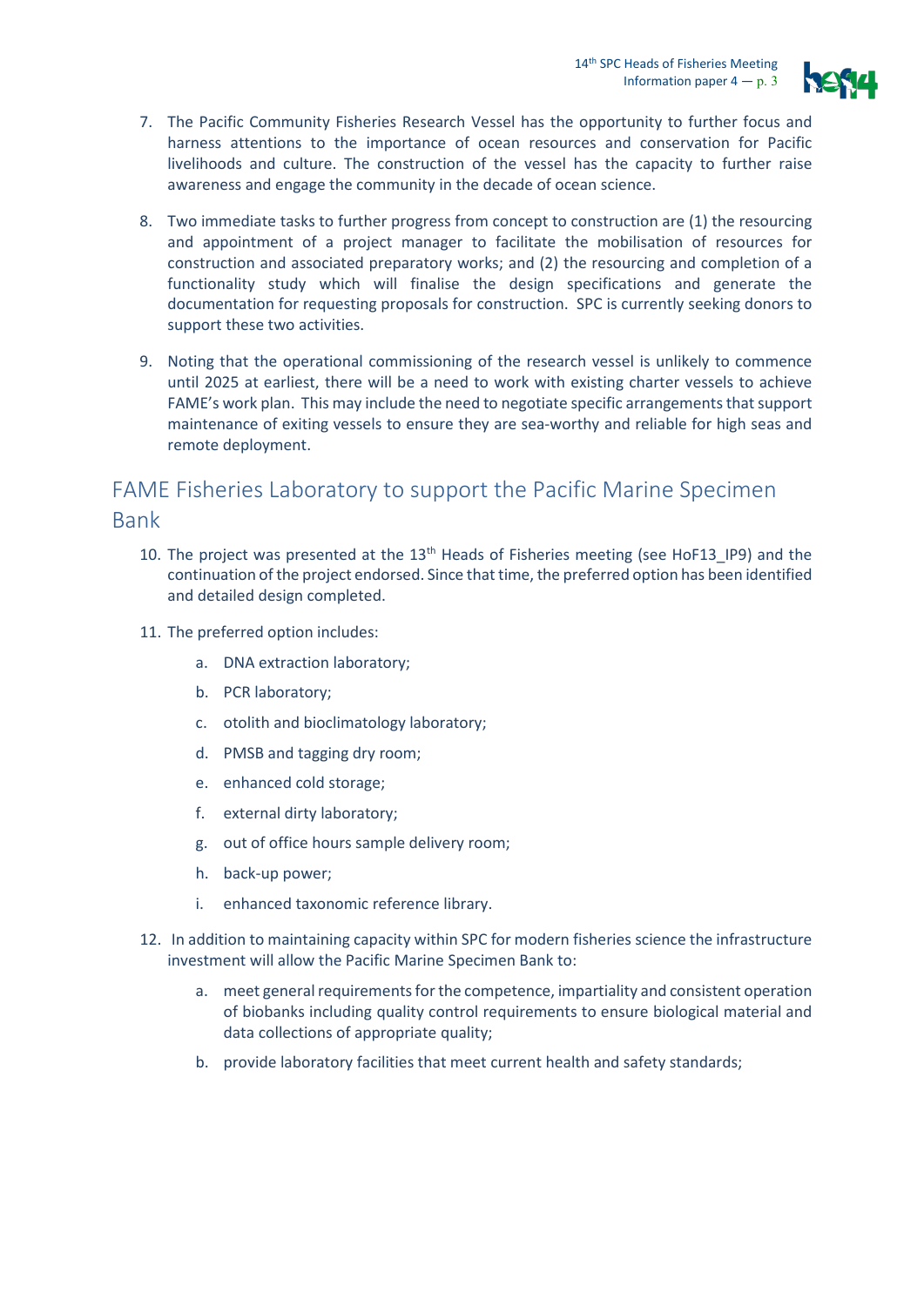7. The Pacific Community Fisheries Research Vessel has the opportunity to further focus and harness attentions to the importance of ocean resources and conservation for Pacific livelihoods and culture. The construction of the vessel has the capacity to further raise awareness and engage the community in the decade of ocean science.

8. Two immediate tasks to further progress from concept to construction are (1) the resourcing and appointment of a project manager to facilitate the mobilisation of resources for construction and associated preparatory works; and (2) the resourcing and completion of a functionality study which will finalise the design specifications and generate the documentation for requesting proposals for construction. SPC is currently seeking donors to support these two activities.

9. Noting that the operational commissioning of the research vessel is unlikely to commence until 2025 at earliest, there will be a need to work with existing charter vessels to achieve FAME's work plan. This may include the need to negotiate specific arrangements that support maintenance of exiting vessels to ensure they are sea-worthy and reliable for high seas and remote deployment.

## FAME Fisheries Laboratory to support the Pacific Marine Specimen Bank

10. The project was presented at the 13th Heads of Fisheries meeting (see HoF13_IP9) and the continuation of the project endorsed. Since that time, the preferred option has been identified and detailed design completed.

11. The preferred option includes:

    a. DNA extraction laboratory;

    b. PCR laboratory;

    c. otolith and bioclimatology laboratory;

    d. PMSB and tagging dry room;

    e. enhanced cold storage;

    f. external dirty laboratory;

    g. out of office hours sample delivery room;

    h. back-up power;

    i. enhanced taxonomic reference library.

12. In addition to maintaining capacity within SPC for modern fisheries science the infrastructure investment will allow the Pacific Marine Specimen Bank to:

    a. meet general requirements for the competence, impartiality and consistent operation of biobanks including quality control requirements to ensure biological material and data collections of appropriate quality;

    b. provide laboratory facilities that meet current health and safety standards;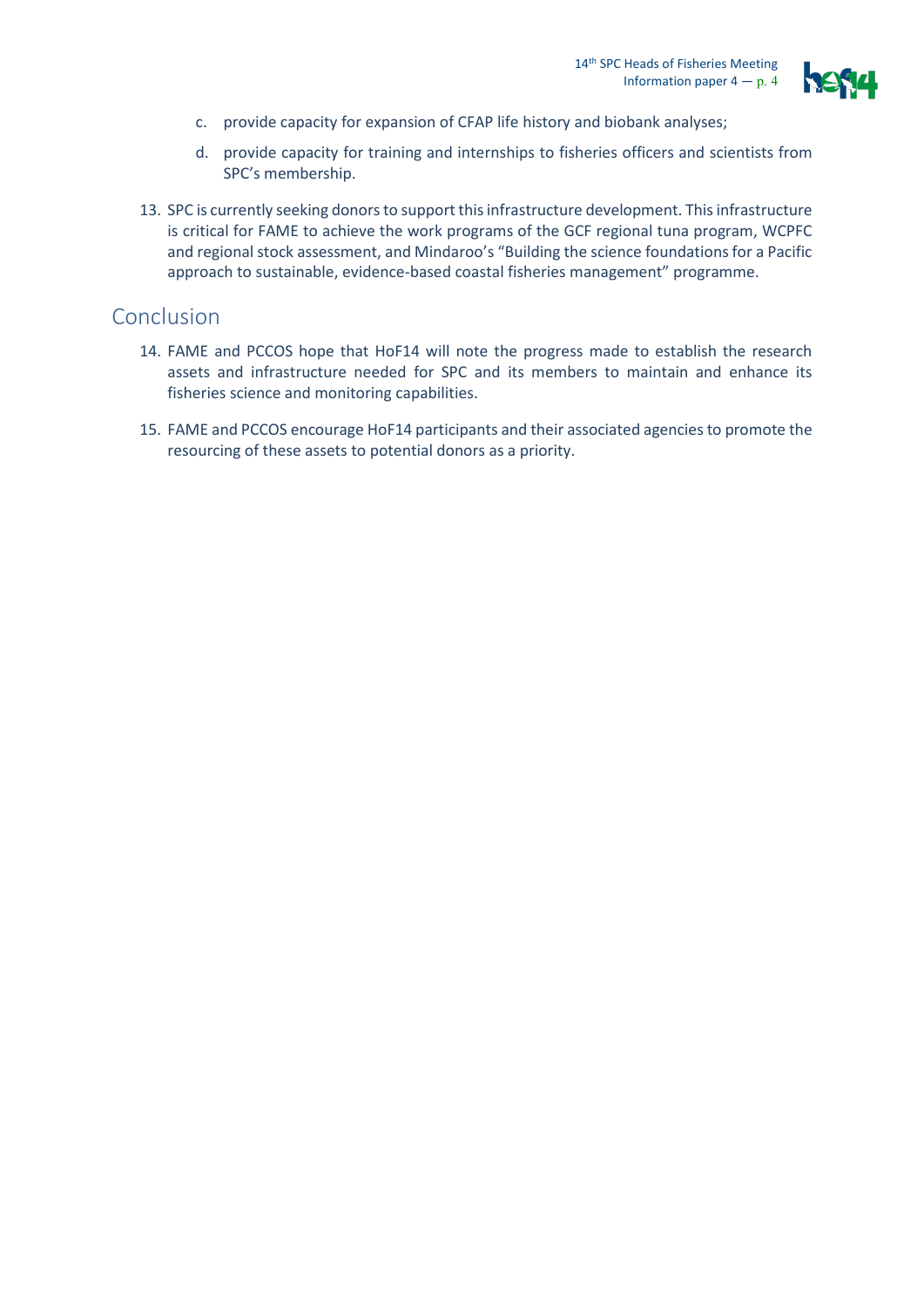c. provide capacity for expansion of CFAP life history and biobank analyses;

d. provide capacity for training and internships to fisheries officers and scientists from SPC's membership.

13. SPC is currently seeking donors to support this infrastructure development. This infrastructure is critical for FAME to achieve the work programs of the GCF regional tuna program, WCPFC and regional stock assessment, and Mindaroo's "Building the science foundations for a Pacific approach to sustainable, evidence-based coastal fisheries management" programme.

## Conclusion

14. FAME and PCCOS hope that HoF14 will note the progress made to establish the research assets and infrastructure needed for SPC and its members to maintain and enhance its fisheries science and monitoring capabilities.

15. FAME and PCCOS encourage HoF14 participants and their associated agencies to promote the resourcing of these assets to potential donors as a priority.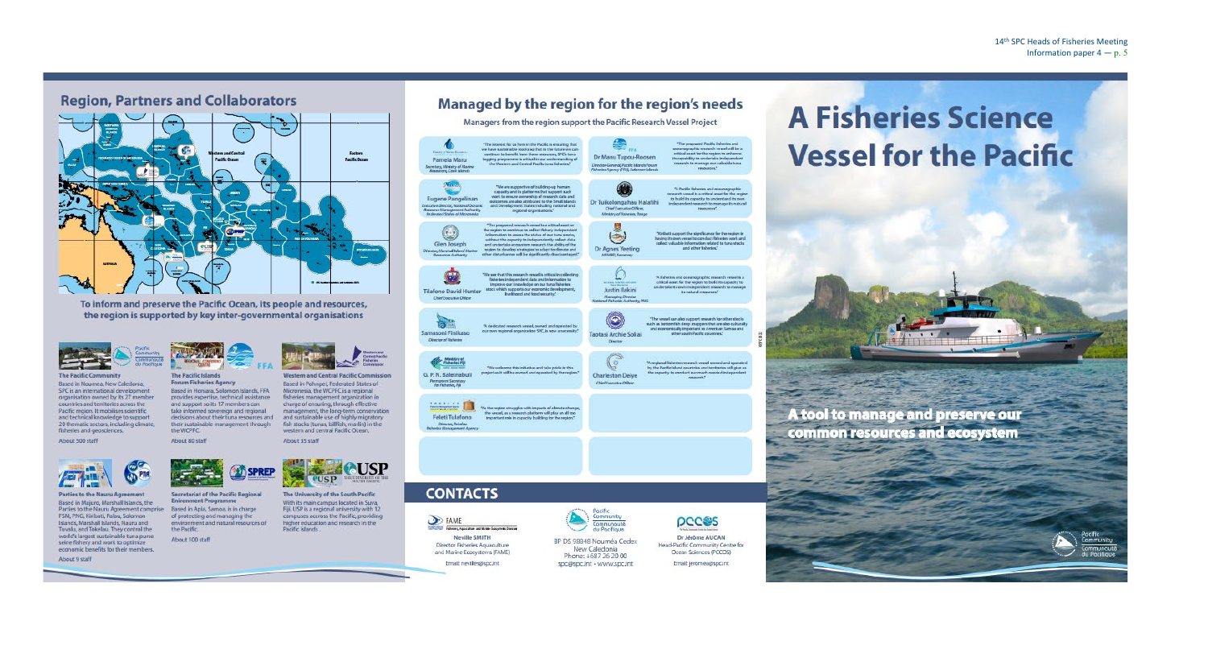## Region, Partners and Collaborators

To inform and preserve the Pacific Ocean, its people and resources, the region is supported by key inter-governmental organisations

**The Pacific Community**
Based in Noumea, New Caledonia, SPC is an international development organisation owned by its 27 member countries and territories across the Pacific region. It mobilises scientific and technical knowledge to support 20 thematic sectors, including climate, fisheries and geosciences.
About 500 staff

**The Pacific Islands Forum Fisheries Agency**
Based in Honiara, Solomon Islands, FFA provides expertise, technical assistance and support so its 17 members can take informed sovereign and regional decisions about their tuna resources and their sustainable management through the WCPFC.
About 80 staff

**Western and Central Pacific Commission**
Based in Pohnpei, Federated States of Micronesia, the WCPFC is a regional fisheries management organization in charge of ensuring, through effective management, the long-term conservation and sustainable use of highly migratory fish stocks (tunas, billfish, marlin) in the western and central Pacific Ocean.
About 35 staff

**Parties to the Nauru Agreement**
Based in Majuro, Marshall Islands, the Parties to the Nauru Agreement comprise FSM, PNG, Kiribati, Palau, Solomon Islands, Marshall Islands, Nauru and Tuvalu, and Tokelau. They control the world's largest sustainable tuna purse seine fishery and work to optimize economic benefits for their members.
About 9 staff

**Secretariat of the Pacific Regional Environment Programme**
Based in Apia, Samoa, is in charge of protecting and managing the environment and natural resources of the Pacific.
About 100 staff

**The University of the South Pacific**
With its main campus located in Suva, Fiji. USP is a regional university with 12 campuses across the Pacific, providing higher education and research in the Pacific Islands.

## Managed by the region for the region's needs

Managers from the region support the Pacific Research Vessel Project

**Pamela Maru** — *Secretary, Ministry of Marine Resources, Cook Islands*
"The reason for us here in the Pacific is ensuring that we have sustainable stocks so that in the future we can continue to benefit from these resources. SPC's tuna tagging programme is critical in our understanding of the Western and Central Pacific tuna fisheries."

**Dr Manu Tupou-Roosen** — *Director-General, Pacific Islands Forum Fisheries Agency (FFA), Solomon Islands*
"The proposed Pacific fisheries and oceanographic research vessel will be a critical asset for the region to enhance its capability to undertake independent research to manage our valuable tuna resources."

**Eugene Pangelinan** — *Executive Director, National Oceanic Resource Management Authority, Federated States of Micronesia*
"We are supportive of building up human capacity and in platforms that support such work to ensure ownership of research data and outcomes are also attributed to the Small Islands and Development States including national and regional organisations."

**Dr Tuikolongahau Halafihi** — *Chief Executive Officer, Ministry of Fisheries, Tonga*
"A Pacific fisheries and oceanographic research vessel is a critical asset for the region to build its capacity to undertake its own independent research to manage its natural resources."

**Glen Joseph** — *Director, Marshall Islands Marine Resources Authority*
"The proposed research vessel is a critical asset in the region to continue to collect fishery independent information to assess the status of our tuna stocks, without the capacity to independently collect data and undertake ecosystem research the ability of the region to develop strategies to adapt to climate and other disturbances will be significantly disadvantaged."

**Dr Agnes Yeeting** — *MFMRD, Kiribati*
"Kiribati support the significance for the region to having its own vessel to conduct fisheries work and collect valuable information related to tuna stocks and other fisheries."

**Tilafono David Hunter** — *Chief Executive Officer*
"We see that this research vessel is critical in collecting fisheries independent data and information to improve our knowledge on our tuna fisheries stock which supports our economic development, livelihood and food security."

**Justin Ilakini** — *Managing Director, National Fisheries Authority, PNG*
"A fisheries and oceanographic research vessel is a critical asset for the region to build its capacity to undertake its own independent research to manage its natural resources."

**Samasoni Finikaso** — *Director of Fisheries*
"A dedicated research vessel, owned and operated by our own regional organisation SPC is now a necessity."

**Taotasi Archie Soliai** — *Director*
"The vessel can also support research for other stocks such as bottomfish (deep snappers) that are also culturally and economically important to American Samoa and other south Pacific countries."

**G. P. N. Saleinabuli** — *Permanent Secretary for Fisheries, Fiji*
"We welcome this initiative and take pride in this project as it will be owned and operated by the region."

**Charleston Deiye** — *Chief Executive Officer*
"A regional fisheries research vessel owned and operated by the Pacific Island countries and territories will give us the capacity to conduct our much needed independent research."

**Feleti Tulafono** — *Director, Tuvalu Fisheries Management Agency*
"As the region struggles with impacts of climate change, the vessel, as a research platform will play an all the important role in capacity building for the region."

## CONTACTS

**Neville SMITH**
Director Fisheries Aquaculture and Marine Ecosystems (FAME)
Email: nevilles@spc.int

**Pacific Community**
BP D5 98848 Nouméa Cedex
New Caledonia
Phone: +687 26 20 00
spc@spc.int - www.spc.int

**Dr Jérôme AUCAN**
Head-Pacific Community Centre for Ocean Sciences (PCCOS)
Email: jeromea@spc.int

# A Fisheries Science Vessel for the Pacific

**A tool to manage and preserve our common resources and ecosystem**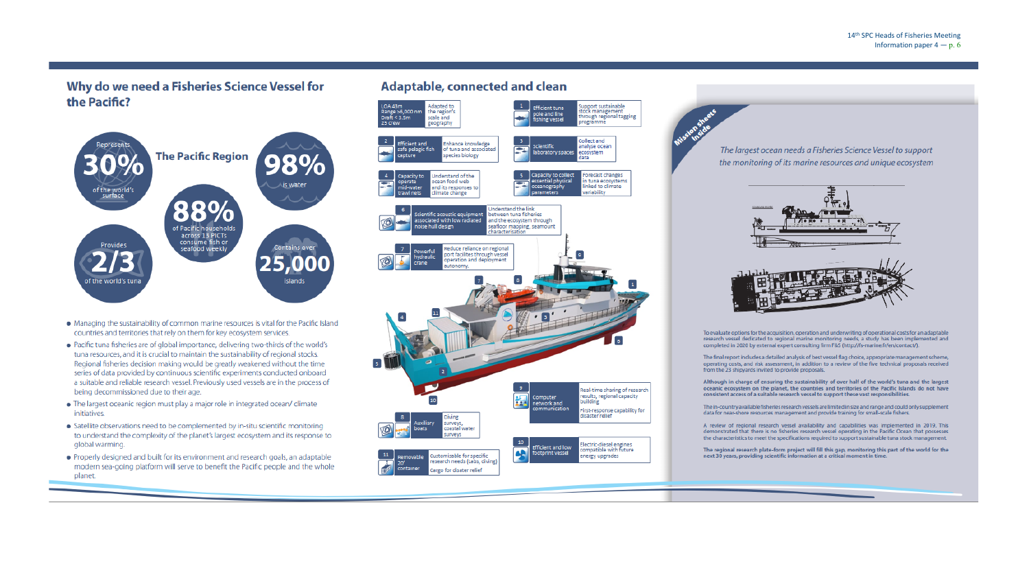## Why do we need a Fisheries Science Vessel for the Pacific?

### The Pacific Region

- Represents **30%** of the world's surface
- **98%** is water
- **88%** of Pacific households across 13 PICTs consume fish or seafood weekly
- Provides **2/3** of the world's tuna
- Contains over **25,000** islands

- Managing the sustainability of common marine resources is vital for the Pacific Island countries and territories that rely on them for key ecosystem services.
- Pacific tuna fisheries are of global importance, delivering two-thirds of the world's tuna resources, and it is crucial to maintain the sustainability of regional stocks. Regional fisheries decision making would be greatly weakened without the time series of data provided by continuous scientific experiments conducted onboard a suitable and reliable research vessel. Previously used vessels are in the process of being decommissioned due to their age.
- The largest oceanic region must play a major role in integrated ocean/ climate initiatives.
- Satellite observations need to be complemented by in-situ scientific monitoring to understand the complexity of the planet's largest ecosystem and its response to global warming.
- Properly designed and built for its environment and research goals, an adaptable modern sea-going platform will serve to benefit the Pacific people and the whole planet.

## Adaptable, connected and clean

| | | |
|---|---|---|
| | LOA 43m; Range >6,000 nm; Draft < 3.5m; 25 crew | Adapted to the region's scale and geography |
| 1 | Efficient tuna pole and line fishing vessel | Support sustainable stock management through regional tagging programme |
| 2 | Efficient and safe pelagic fish capture | Enhance knowledge of tuna and associated species biology |
| 3 | Scientific laboratory spaces | Collect and analyse ocean ecosystem data |
| 4 | Capacity to operate mid-water trawl nets | Understand of the ocean food web and its responses to climate change |
| 5 | Capacity to collect essential physical oceanography parameters | Forecast changes in tuna ecosystems linked to climate variability |
| 6 | Scientific acoustic equipment associated with low radiated noise hull design | Understand the link between tuna fisheries and the ecosystem through seafloor mapping, seamount characterisation |
| 7 | Powerful hydraulic crane | Reduce reliance on regional port facilites through vessel operation and deployment autonomy. |
| 8 | Auxiliary boats | Diving surveys, coastal water surveys |
| 9 | Computer network and communication | Real-time sharing of research results, regional capacity building; First-response capability for disaster relief |
| 10 | Efficient and low footprint vessel | Electric-diesel engines compatible with future energy upgrades |
| 11 | Removable 20' container | Customizable for specific research needs (Labs, diving); Cargo for disaster relief |

Mission sheets inside

*The largest ocean needs a Fisheries Science Vessel to support the monitoring of its marine resources and unique ecosystem*

To evaluate options for the acquisition, operation and underwriting of operational costs for an adaptable research vessel dedicated to regional marine monitoring needs, a study has been implemented and completed in 2020 by external expert consulting firm FIxS (http://fs-marine.fr/en/contact/).

The final report includes a detailed analysis of best vessel flag choice, appropriate management scheme, operating costs, and risk assessment, in addition to a review of the five technical proposals received from the 23 shipyards invited to provide proposals.

**Although in charge of ensuring the sustainability of over half of the world's tuna and the largest oceanic ecosystem on the planet, the countries and territories of the Pacific Islands do not have consistent access of a suitable research vessel to support these vast responsibilities.**

The in-country available fisheries research vessels are limited in size and range and could only supplement data for near-shore resources management and provide training for small-scale fishers.

A review of regional research vessel availability and capabilities was implemented in 2019. This demonstrated that there is no fisheries research vessel operating in the Pacific Ocean that possesses the characteristics to meet the specifications required to support sustainable tuna stock management.

**The regional research plate-form project will fill this gap, monitoring this part of the world for the next 30 years, providing scientific information at a critical moment in time.**